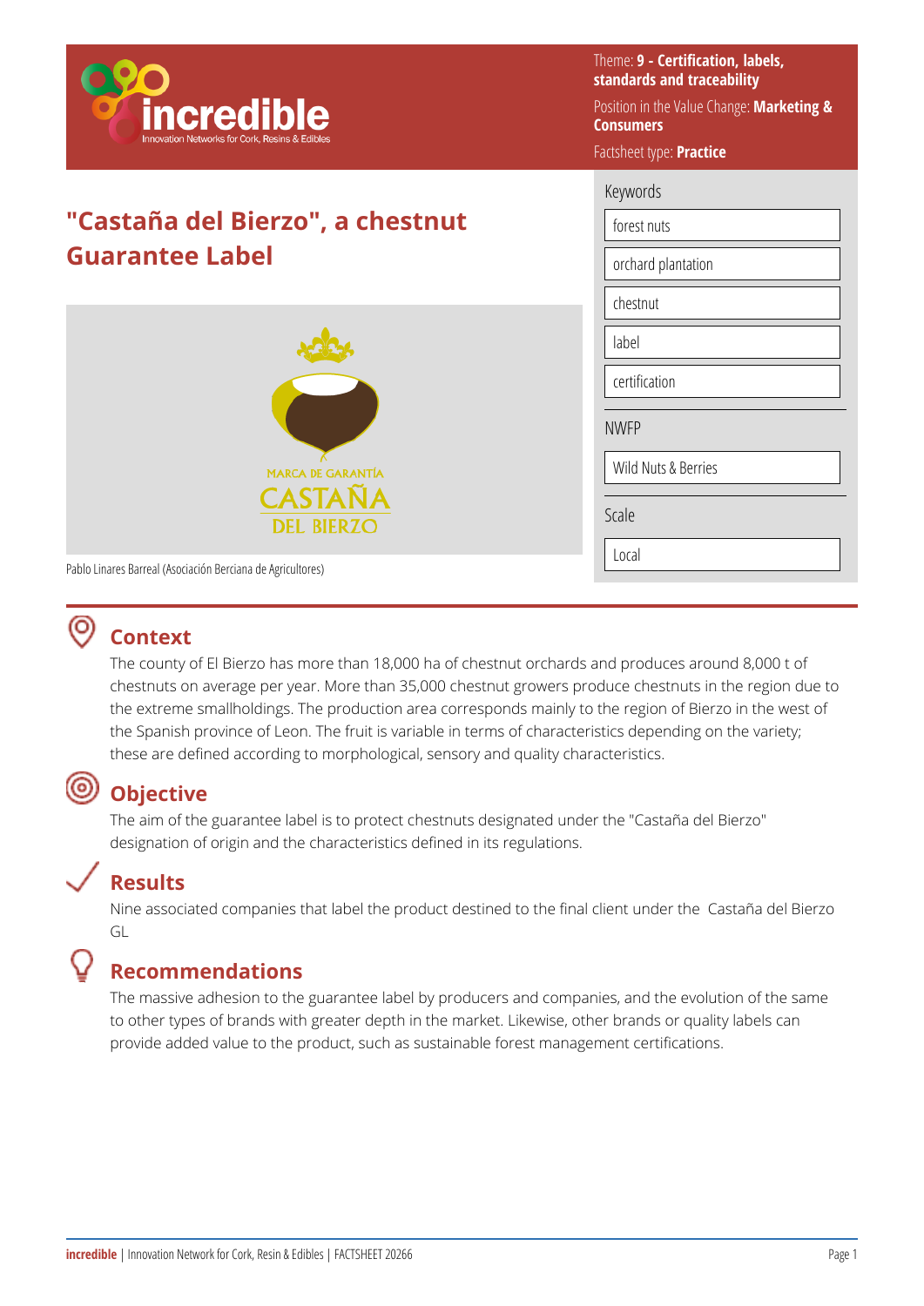Theme: **9 - Certification, labels, standards and traceability**

Position in the Value Change: **Marketing & Consumers**

Factsheet type: **Practice**

# "Castaña del Bierzo", a chestnut Guarantee Label

MARCA DE GARANTÍA
CASTAÑA
DEL BIERZO

Pablo Linares Barreal (Asociación Berciana de Agricultores)

**Keywords**

- forest nuts
- orchard plantation
- chestnut
- label
- certification

**NWFP**

- Wild Nuts & Berries

**Scale**

- Local

## Context

The county of El Bierzo has more than 18,000 ha of chestnut orchards and produces around 8,000 t of chestnuts on average per year. More than 35,000 chestnut growers produce chestnuts in the region due to the extreme smallholdings. The production area corresponds mainly to the region of Bierzo in the west of the Spanish province of Leon. The fruit is variable in terms of characteristics depending on the variety; these are defined according to morphological, sensory and quality characteristics.

## Objective

The aim of the guarantee label is to protect chestnuts designated under the "Castaña del Bierzo" designation of origin and the characteristics defined in its regulations.

## Results

Nine associated companies that label the product destined to the final client under the Castaña del Bierzo GL

## Recommendations

The massive adhesion to the guarantee label by producers and companies, and the evolution of the same to other types of brands with greater depth in the market. Likewise, other brands or quality labels can provide added value to the product, such as sustainable forest management certifications.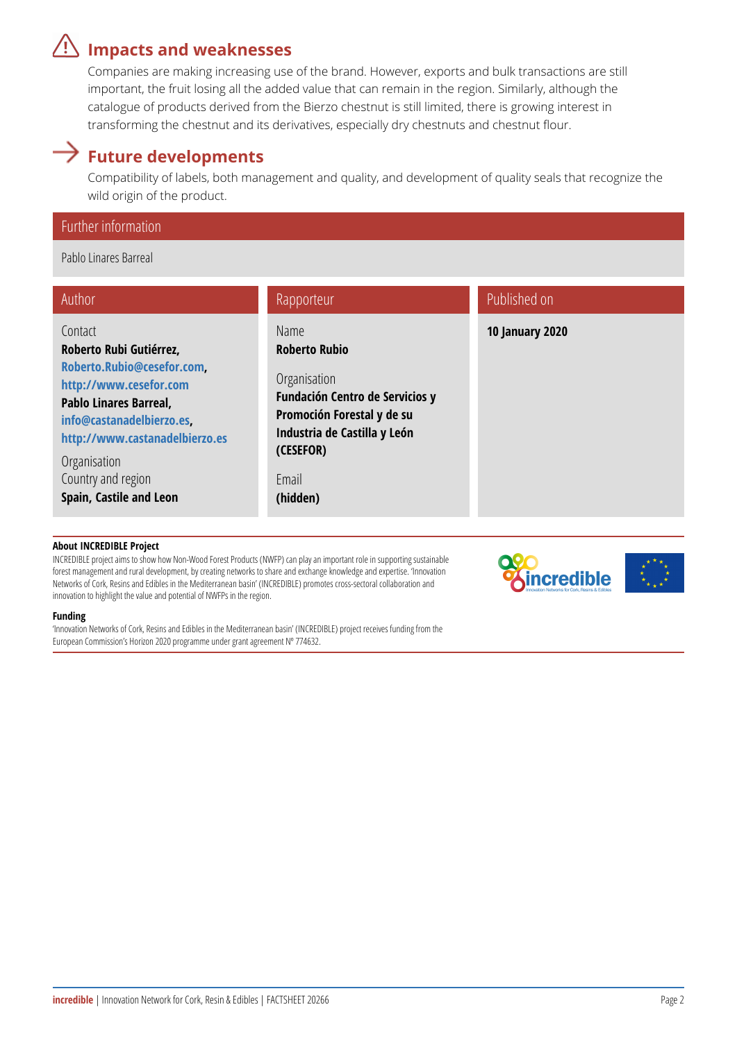## Impacts and weaknesses

Companies are making increasing use of the brand. However, exports and bulk transactions are still important, the fruit losing all the added value that can remain in the region. Similarly, although the catalogue of products derived from the Bierzo chestnut is still limited, there is growing interest in transforming the chestnut and its derivatives, especially dry chestnuts and chestnut flour.

## Future developments

Compatibility of labels, both management and quality, and development of quality seals that recognize the wild origin of the product.

### Further information

Pablo Linares Barreal

### Author

Contact
**Roberto Rubi Gutiérrez, Roberto.Rubio@cesefor.com, http://www.cesefor.com**
**Pablo Linares Barreal, info@castanadelbierzo.es, http://www.castanadelbierzo.es**

Organisation

Country and region
**Spain, Castile and Leon**

### Rapporteur

Name
**Roberto Rubio**

Organisation
**Fundación Centro de Servicios y Promoción Forestal y de su Industria de Castilla y León (CESEFOR)**

Email
**(hidden)**

### Published on

**10 January 2020**

**About INCREDIBLE Project**

INCREDIBLE project aims to show how Non-Wood Forest Products (NWFP) can play an important role in supporting sustainable forest management and rural development, by creating networks to share and exchange knowledge and expertise. 'Innovation Networks of Cork, Resins and Edibles in the Mediterranean basin' (INCREDIBLE) promotes cross-sectoral collaboration and innovation to highlight the value and potential of NWFPs in the region.

**Funding**

'Innovation Networks of Cork, Resins and Edibles in the Mediterranean basin' (INCREDIBLE) project receives funding from the European Commission's Horizon 2020 programme under grant agreement Nº 774632.